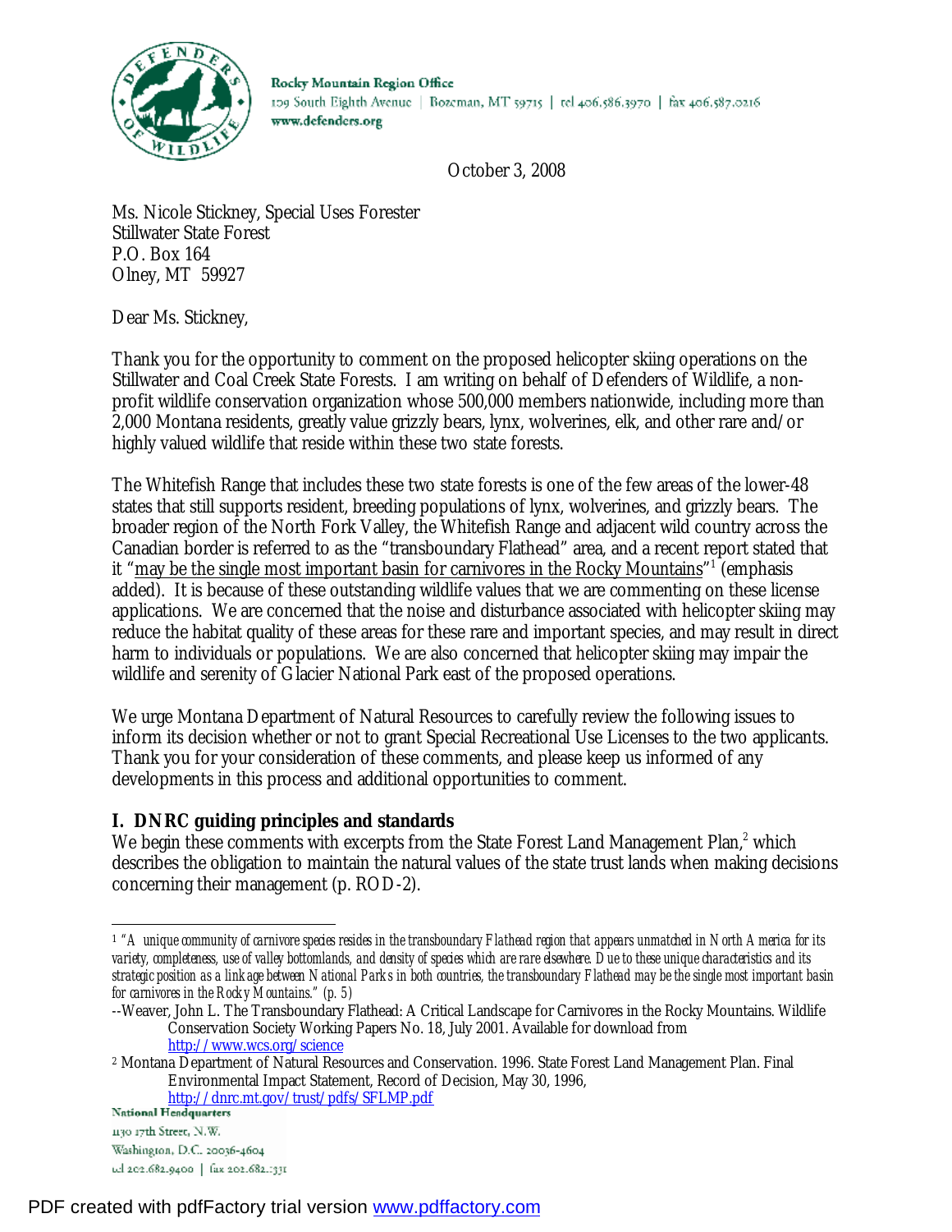Rocky Mountain Region Office
109 South Eighth Avenue | Bozeman, MT 59715 | tel 406.586.3970 | fax 406.587.0216
www.defenders.org

October 3, 2008

Ms. Nicole Stickney, Special Uses Forester
Stillwater State Forest
P.O. Box 164
Olney, MT 59927

Dear Ms. Stickney,

Thank you for the opportunity to comment on the proposed helicopter skiing operations on the Stillwater and Coal Creek State Forests. I am writing on behalf of Defenders of Wildlife, a non-profit wildlife conservation organization whose 500,000 members nationwide, including more than 2,000 Montana residents, greatly value grizzly bears, lynx, wolverines, elk, and other rare and/or highly valued wildlife that reside within these two state forests.

The Whitefish Range that includes these two state forests is one of the few areas of the lower-48 states that still supports resident, breeding populations of lynx, wolverines, and grizzly bears. The broader region of the North Fork Valley, the Whitefish Range and adjacent wild country across the Canadian border is referred to as the "transboundary Flathead" area, and a recent report stated that it "<u>may be the single most important basin for carnivores in the Rocky Mountains</u>"[1] (emphasis added). It is because of these outstanding wildlife values that we are commenting on these license applications. We are concerned that the noise and disturbance associated with helicopter skiing may reduce the habitat quality of these areas for these rare and important species, and may result in direct harm to individuals or populations. We are also concerned that helicopter skiing may impair the wildlife and serenity of Glacier National Park east of the proposed operations.

We urge Montana Department of Natural Resources to carefully review the following issues to inform its decision whether or not to grant Special Recreational Use Licenses to the two applicants. Thank you for your consideration of these comments, and please keep us informed of any developments in this process and additional opportunities to comment.

## I. DNRC guiding principles and standards

We begin these comments with excerpts from the State Forest Land Management Plan,[2] which describes the obligation to maintain the natural values of the state trust lands when making decisions concerning their management (p. ROD-2).

---

[1] *"A unique community of carnivore species resides in the transboundary Flathead region that appears unmatched in North America for its variety, completeness, use of valley bottomlands, and density of species which are rare elsewhere. Due to these unique characteristics and its strategic position as a linkage between National Parks in both countries, the transboundary Flathead may be the single most important basin for carnivores in the Rocky Mountains." (p. 5)*

--Weaver, John L. The Transboundary Flathead: A Critical Landscape for Carnivores in the Rocky Mountains. Wildlife Conservation Society Working Papers No. 18, July 2001. Available for download from http://www.wcs.org/science

[2] Montana Department of Natural Resources and Conservation. 1996. State Forest Land Management Plan. Final Environmental Impact Statement, Record of Decision, May 30, 1996, http://dnrc.mt.gov/trust/pdfs/SFLMP.pdf

National Headquarters
1130 17th Street, N.W.
Washington, D.C. 20036-4604
tel 202.682.9400 | fax 202.682.1331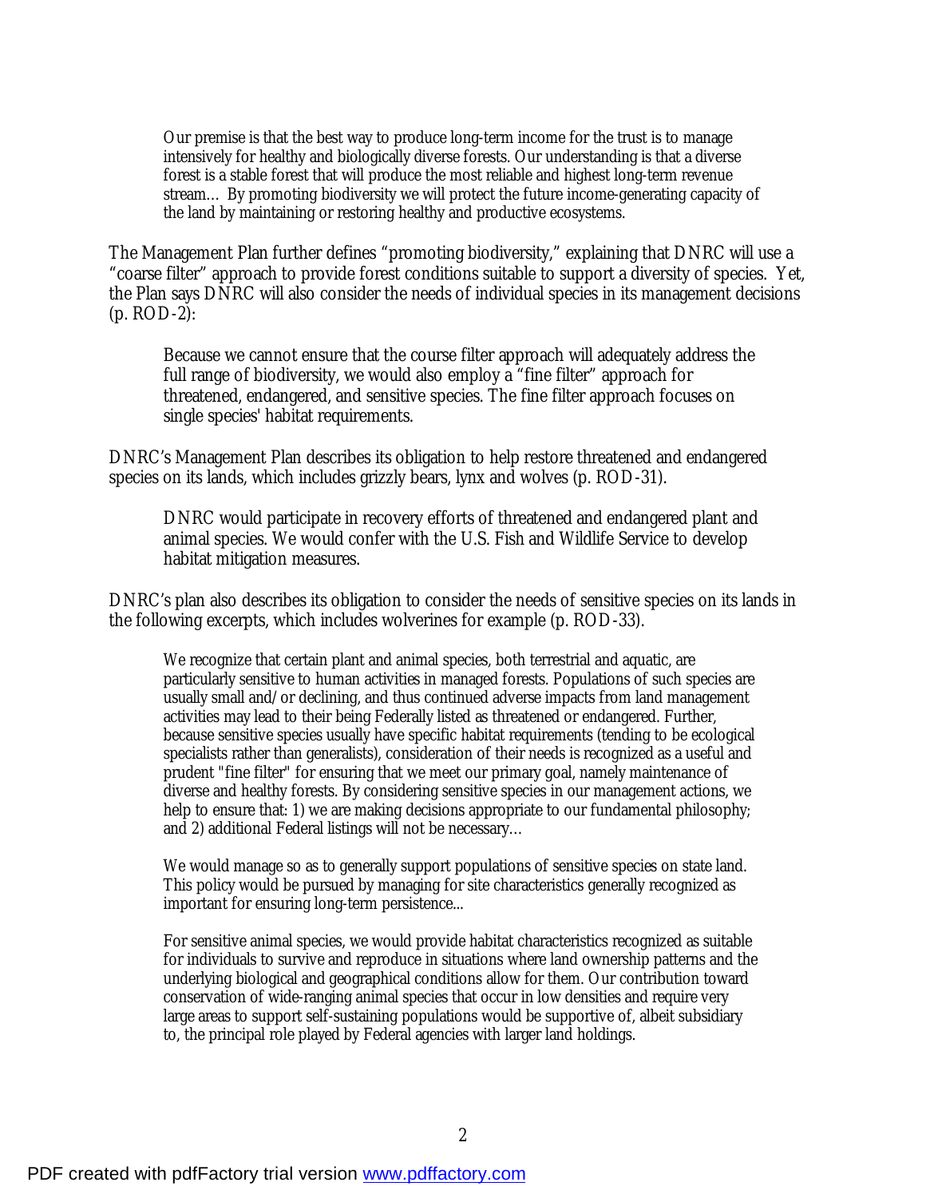> Our premise is that the best way to produce long-term income for the trust is to manage intensively for healthy and biologically diverse forests. Our understanding is that a diverse forest is a stable forest that will produce the most reliable and highest long-term revenue stream… By promoting biodiversity we will protect the future income-generating capacity of the land by maintaining or restoring healthy and productive ecosystems.

The Management Plan further defines "promoting biodiversity," explaining that DNRC will use a "coarse filter" approach to provide forest conditions suitable to support a diversity of species. Yet, the Plan says DNRC will also consider the needs of individual species in its management decisions (p. ROD-2):

> Because we cannot ensure that the course filter approach will adequately address the full range of biodiversity, we would also employ a "fine filter" approach for threatened, endangered, and sensitive species. The fine filter approach focuses on single species' habitat requirements.

DNRC's Management Plan describes its obligation to help restore threatened and endangered species on its lands, which includes grizzly bears, lynx and wolves (p. ROD-31).

> DNRC would participate in recovery efforts of threatened and endangered plant and animal species. We would confer with the U.S. Fish and Wildlife Service to develop habitat mitigation measures.

DNRC's plan also describes its obligation to consider the needs of sensitive species on its lands in the following excerpts, which includes wolverines for example (p. ROD-33).

> We recognize that certain plant and animal species, both terrestrial and aquatic, are particularly sensitive to human activities in managed forests. Populations of such species are usually small and/or declining, and thus continued adverse impacts from land management activities may lead to their being Federally listed as threatened or endangered. Further, because sensitive species usually have specific habitat requirements (tending to be ecological specialists rather than generalists), consideration of their needs is recognized as a useful and prudent "fine filter" for ensuring that we meet our primary goal, namely maintenance of diverse and healthy forests. By considering sensitive species in our management actions, we help to ensure that: 1) we are making decisions appropriate to our fundamental philosophy; and 2) additional Federal listings will not be necessary…
>
> We would manage so as to generally support populations of sensitive species on state land. This policy would be pursued by managing for site characteristics generally recognized as important for ensuring long-term persistence...
>
> For sensitive animal species, we would provide habitat characteristics recognized as suitable for individuals to survive and reproduce in situations where land ownership patterns and the underlying biological and geographical conditions allow for them. Our contribution toward conservation of wide-ranging animal species that occur in low densities and require very large areas to support self-sustaining populations would be supportive of, albeit subsidiary to, the principal role played by Federal agencies with larger land holdings.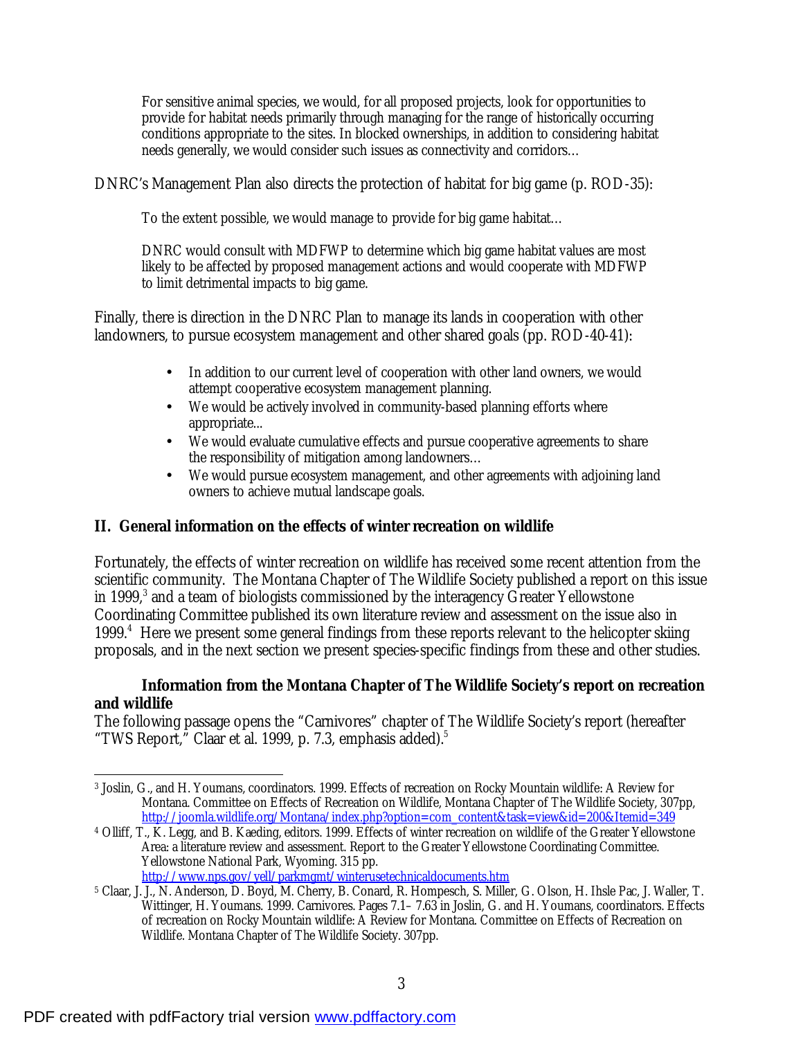> For sensitive animal species, we would, for all proposed projects, look for opportunities to provide for habitat needs primarily through managing for the range of historically occurring conditions appropriate to the sites. In blocked ownerships, in addition to considering habitat needs generally, we would consider such issues as connectivity and corridors…

DNRC's Management Plan also directs the protection of habitat for big game (p. ROD-35):

> To the extent possible, we would manage to provide for big game habitat…
>
> DNRC would consult with MDFWP to determine which big game habitat values are most likely to be affected by proposed management actions and would cooperate with MDFWP to limit detrimental impacts to big game.

Finally, there is direction in the DNRC Plan to manage its lands in cooperation with other landowners, to pursue ecosystem management and other shared goals (pp. ROD-40-41):

- In addition to our current level of cooperation with other land owners, we would attempt cooperative ecosystem management planning.
- We would be actively involved in community-based planning efforts where appropriate...
- We would evaluate cumulative effects and pursue cooperative agreements to share the responsibility of mitigation among landowners…
- We would pursue ecosystem management, and other agreements with adjoining land owners to achieve mutual landscape goals.

## II. General information on the effects of winter recreation on wildlife

Fortunately, the effects of winter recreation on wildlife has received some recent attention from the scientific community. The Montana Chapter of The Wildlife Society published a report on this issue in 1999,[3] and a team of biologists commissioned by the interagency Greater Yellowstone Coordinating Committee published its own literature review and assessment on the issue also in 1999.[4] Here we present some general findings from these reports relevant to the helicopter skiing proposals, and in the next section we present species-specific findings from these and other studies.

### Information from the Montana Chapter of The Wildlife Society's report on recreation and wildlife

The following passage opens the "Carnivores" chapter of The Wildlife Society's report (hereafter "TWS Report," Claar et al. 1999, p. 7.3, emphasis added).[5]

---

[3] Joslin, G., and H. Youmans, coordinators. 1999. Effects of recreation on Rocky Mountain wildlife: A Review for Montana. Committee on Effects of Recreation on Wildlife, Montana Chapter of The Wildlife Society, 307pp, http://joomla.wildlife.org/Montana/index.php?option=com_content&task=view&id=200&Itemid=349

[4] Olliff, T., K. Legg, and B. Kaeding, editors. 1999. Effects of winter recreation on wildlife of the Greater Yellowstone Area: a literature review and assessment. Report to the Greater Yellowstone Coordinating Committee. Yellowstone National Park, Wyoming. 315 pp. http://www.nps.gov/yell/parkmgmt/winterusetechnicaldocuments.htm

[5] Claar, J. J., N. Anderson, D. Boyd, M. Cherry, B. Conard, R. Hompesch, S. Miller, G. Olson, H. Ihsle Pac, J. Waller, T. Wittinger, H. Youmans. 1999. Carnivores. Pages 7.1– 7.63 in Joslin, G. and H. Youmans, coordinators. Effects of recreation on Rocky Mountain wildlife: A Review for Montana. Committee on Effects of Recreation on Wildlife. Montana Chapter of The Wildlife Society. 307pp.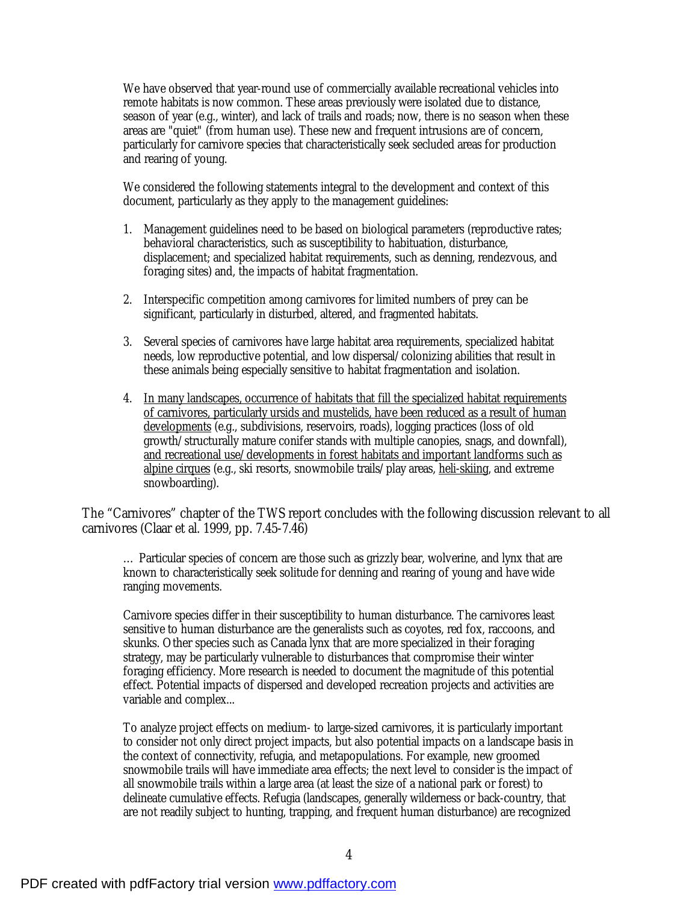> We have observed that year-round use of commercially available recreational vehicles into remote habitats is now common. These areas previously were isolated due to distance, season of year (e.g., winter), and lack of trails and roads; now, there is no season when these areas are "quiet" (from human use). These new and frequent intrusions are of concern, particularly for carnivore species that characteristically seek secluded areas for production and rearing of young.
>
> We considered the following statements integral to the development and context of this document, particularly as they apply to the management guidelines:
>
> 1. Management guidelines need to be based on biological parameters (reproductive rates; behavioral characteristics, such as susceptibility to habituation, disturbance, displacement; and specialized habitat requirements, such as denning, rendezvous, and foraging sites) and, the impacts of habitat fragmentation.
>
> 2. Interspecific competition among carnivores for limited numbers of prey can be significant, particularly in disturbed, altered, and fragmented habitats.
>
> 3. Several species of carnivores have large habitat area requirements, specialized habitat needs, low reproductive potential, and low dispersal/colonizing abilities that result in these animals being especially sensitive to habitat fragmentation and isolation.
>
> 4. <u>In many landscapes, occurrence of habitats that fill the specialized habitat requirements of carnivores, particularly ursids and mustelids, have been reduced as a result of human developments</u> (e.g., subdivisions, reservoirs, roads), logging practices (loss of old growth/structurally mature conifer stands with multiple canopies, snags, and downfall), <u>and recreational use/developments in forest habitats and important landforms such as alpine cirques</u> (e.g., ski resorts, snowmobile trails/play areas, <u>heli-skiing</u>, and extreme snowboarding).

The "Carnivores" chapter of the TWS report concludes with the following discussion relevant to all carnivores (Claar et al. 1999, pp. 7.45-7.46)

> … Particular species of concern are those such as grizzly bear, wolverine, and lynx that are known to characteristically seek solitude for denning and rearing of young and have wide ranging movements.
>
> Carnivore species differ in their susceptibility to human disturbance. The carnivores least sensitive to human disturbance are the generalists such as coyotes, red fox, raccoons, and skunks. Other species such as Canada lynx that are more specialized in their foraging strategy, may be particularly vulnerable to disturbances that compromise their winter foraging efficiency. More research is needed to document the magnitude of this potential effect. Potential impacts of dispersed and developed recreation projects and activities are variable and complex...
>
> To analyze project effects on medium- to large-sized carnivores, it is particularly important to consider not only direct project impacts, but also potential impacts on a landscape basis in the context of connectivity, refugia, and metapopulations. For example, new groomed snowmobile trails will have immediate area effects; the next level to consider is the impact of all snowmobile trails within a large area (at least the size of a national park or forest) to delineate cumulative effects. Refugia (landscapes, generally wilderness or back-country, that are not readily subject to hunting, trapping, and frequent human disturbance) are recognized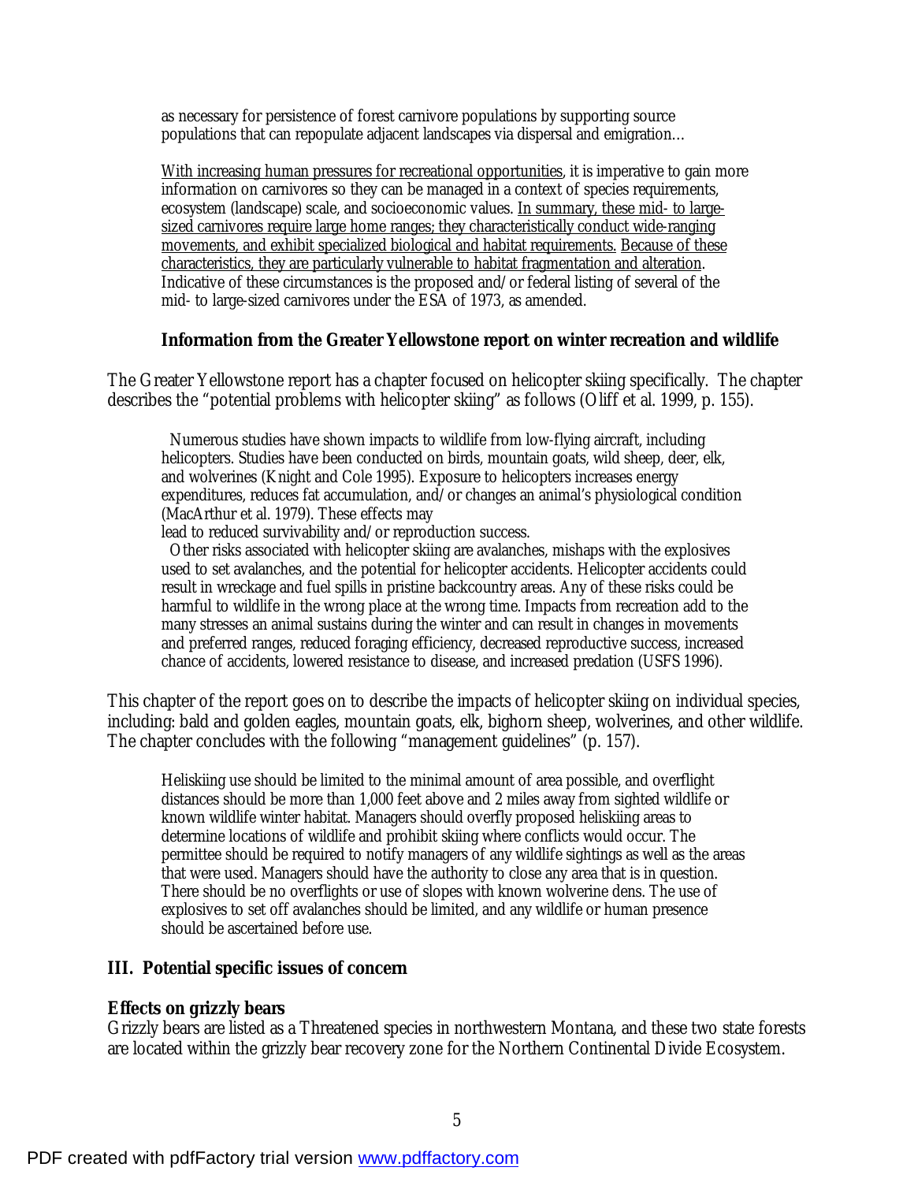> as necessary for persistence of forest carnivore populations by supporting source populations that can repopulate adjacent landscapes via dispersal and emigration…
>
> <u>With increasing human pressures for recreational opportunities</u>, it is imperative to gain more information on carnivores so they can be managed in a context of species requirements, ecosystem (landscape) scale, and socioeconomic values. <u>In summary, these mid- to large-sized carnivores require large home ranges; they characteristically conduct wide-ranging movements, and exhibit specialized biological and habitat requirements.</u> <u>Because of these characteristics, they are particularly vulnerable to habitat fragmentation and alteration</u>. Indicative of these circumstances is the proposed and/or federal listing of several of the mid- to large-sized carnivores under the ESA of 1973, as amended.

**Information from the Greater Yellowstone report on winter recreation and wildlife**

The Greater Yellowstone report has a chapter focused on helicopter skiing specifically. The chapter describes the "potential problems with helicopter skiing" as follows (Oliff et al. 1999, p. 155).

> Numerous studies have shown impacts to wildlife from low-flying aircraft, including helicopters. Studies have been conducted on birds, mountain goats, wild sheep, deer, elk, and wolverines (Knight and Cole 1995). Exposure to helicopters increases energy expenditures, reduces fat accumulation, and/or changes an animal's physiological condition (MacArthur et al. 1979). These effects may lead to reduced survivability and/or reproduction success.
>
> Other risks associated with helicopter skiing are avalanches, mishaps with the explosives used to set avalanches, and the potential for helicopter accidents. Helicopter accidents could result in wreckage and fuel spills in pristine backcountry areas. Any of these risks could be harmful to wildlife in the wrong place at the wrong time. Impacts from recreation add to the many stresses an animal sustains during the winter and can result in changes in movements and preferred ranges, reduced foraging efficiency, decreased reproductive success, increased chance of accidents, lowered resistance to disease, and increased predation (USFS 1996).

This chapter of the report goes on to describe the impacts of helicopter skiing on individual species, including: bald and golden eagles, mountain goats, elk, bighorn sheep, wolverines, and other wildlife. The chapter concludes with the following "management guidelines" (p. 157).

> Heliskiing use should be limited to the minimal amount of area possible, and overflight distances should be more than 1,000 feet above and 2 miles away from sighted wildlife or known wildlife winter habitat. Managers should overfly proposed heliskiing areas to determine locations of wildlife and prohibit skiing where conflicts would occur. The permittee should be required to notify managers of any wildlife sightings as well as the areas that were used. Managers should have the authority to close any area that is in question. There should be no overflights or use of slopes with known wolverine dens. The use of explosives to set off avalanches should be limited, and any wildlife or human presence should be ascertained before use.

## III. Potential specific issues of concern

**Effects on grizzly bears**

Grizzly bears are listed as a Threatened species in northwestern Montana, and these two state forests are located within the grizzly bear recovery zone for the Northern Continental Divide Ecosystem.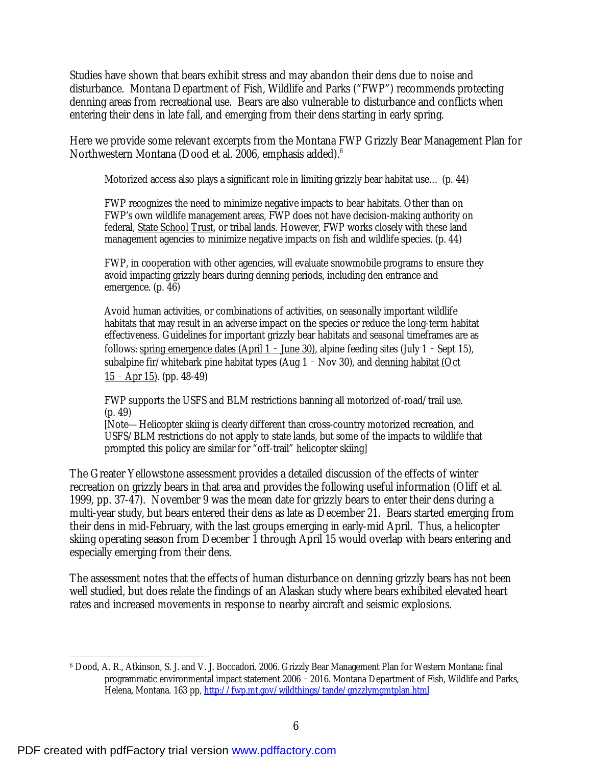Studies have shown that bears exhibit stress and may abandon their dens due to noise and disturbance. Montana Department of Fish, Wildlife and Parks ("FWP") recommends protecting denning areas from recreational use. Bears are also vulnerable to disturbance and conflicts when entering their dens in late fall, and emerging from their dens starting in early spring.

Here we provide some relevant excerpts from the Montana FWP Grizzly Bear Management Plan for Northwestern Montana (Dood et al. 2006, emphasis added).[6]

> Motorized access also plays a significant role in limiting grizzly bear habitat use… (p. 44)
>
> FWP recognizes the need to minimize negative impacts to bear habitats. Other than on FWP's own wildlife management areas, FWP does not have decision-making authority on federal, <u>State School Trust</u>, or tribal lands. However, FWP works closely with these land management agencies to minimize negative impacts on fish and wildlife species. (p. 44)
>
> FWP, in cooperation with other agencies, will evaluate snowmobile programs to ensure they avoid impacting grizzly bears during denning periods, including den entrance and emergence. (p. 46)
>
> Avoid human activities, or combinations of activities, on seasonally important wildlife habitats that may result in an adverse impact on the species or reduce the long-term habitat effectiveness. Guidelines for important grizzly bear habitats and seasonal timeframes are as follows: <u>spring emergence dates (April 1 – June 30)</u>, alpine feeding sites (July 1 – Sept 15), subalpine fir/whitebark pine habitat types (Aug 1 – Nov 30), and <u>denning habitat (Oct 15 – Apr 15)</u>. (pp. 48-49)
>
> FWP supports the USFS and BLM restrictions banning all motorized of-road/trail use. (p. 49)
> [Note—Helicopter skiing is clearly different than cross-country motorized recreation, and USFS/BLM restrictions do not apply to state lands, but some of the impacts to wildlife that prompted this policy are similar for "off-trail" helicopter skiing]

The Greater Yellowstone assessment provides a detailed discussion of the effects of winter recreation on grizzly bears in that area and provides the following useful information (Oliff et al. 1999, pp. 37-47). November 9 was the mean date for grizzly bears to enter their dens during a multi-year study, but bears entered their dens as late as December 21. Bears started emerging from their dens in mid-February, with the last groups emerging in early-mid April. Thus, a helicopter skiing operating season from December 1 through April 15 would overlap with bears entering and especially emerging from their dens.

The assessment notes that the effects of human disturbance on denning grizzly bears has not been well studied, but does relate the findings of an Alaskan study where bears exhibited elevated heart rates and increased movements in response to nearby aircraft and seismic explosions.

---

[6] Dood, A. R., Atkinson, S. J. and V. J. Boccadori. 2006. Grizzly Bear Management Plan for Western Montana: final programmatic environmental impact statement 2006 – 2016. Montana Department of Fish, Wildlife and Parks, Helena, Montana. 163 pp, http://fwp.mt.gov/wildthings/tande/grizzlymgmtplan.html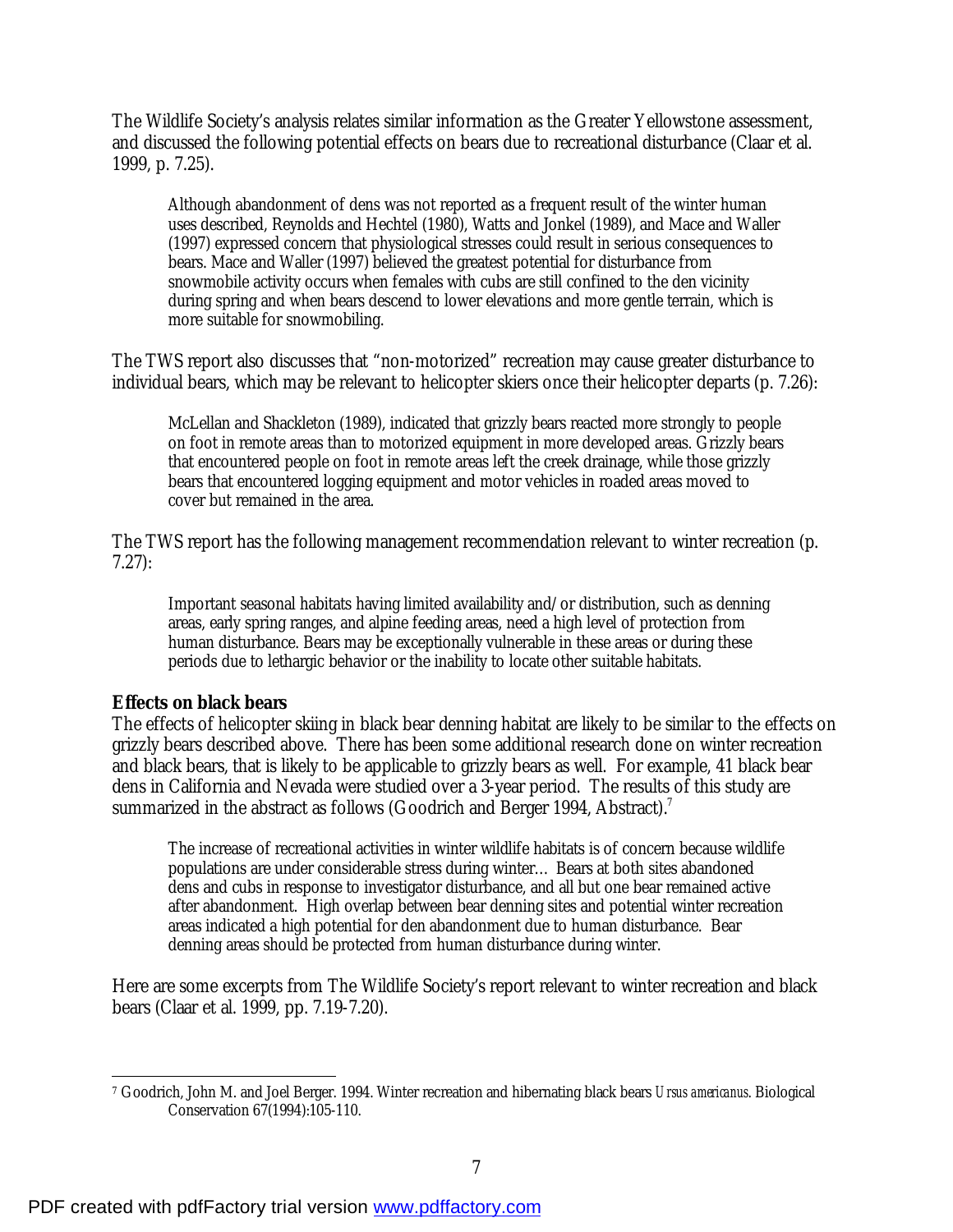The Wildlife Society's analysis relates similar information as the Greater Yellowstone assessment, and discussed the following potential effects on bears due to recreational disturbance (Claar et al. 1999, p. 7.25).

> Although abandonment of dens was not reported as a frequent result of the winter human uses described, Reynolds and Hechtel (1980), Watts and Jonkel (1989), and Mace and Waller (1997) expressed concern that physiological stresses could result in serious consequences to bears. Mace and Waller (1997) believed the greatest potential for disturbance from snowmobile activity occurs when females with cubs are still confined to the den vicinity during spring and when bears descend to lower elevations and more gentle terrain, which is more suitable for snowmobiling.

The TWS report also discusses that "non-motorized" recreation may cause greater disturbance to individual bears, which may be relevant to helicopter skiers once their helicopter departs (p. 7.26):

> McLellan and Shackleton (1989), indicated that grizzly bears reacted more strongly to people on foot in remote areas than to motorized equipment in more developed areas. Grizzly bears that encountered people on foot in remote areas left the creek drainage, while those grizzly bears that encountered logging equipment and motor vehicles in roaded areas moved to cover but remained in the area.

The TWS report has the following management recommendation relevant to winter recreation (p. 7.27):

> Important seasonal habitats having limited availability and/or distribution, such as denning areas, early spring ranges, and alpine feeding areas, need a high level of protection from human disturbance. Bears may be exceptionally vulnerable in these areas or during these periods due to lethargic behavior or the inability to locate other suitable habitats.

**Effects on black bears**

The effects of helicopter skiing in black bear denning habitat are likely to be similar to the effects on grizzly bears described above. There has been some additional research done on winter recreation and black bears, that is likely to be applicable to grizzly bears as well. For example, 41 black bear dens in California and Nevada were studied over a 3-year period. The results of this study are summarized in the abstract as follows (Goodrich and Berger 1994, Abstract).[7]

> The increase of recreational activities in winter wildlife habitats is of concern because wildlife populations are under considerable stress during winter… Bears at both sites abandoned dens and cubs in response to investigator disturbance, and all but one bear remained active after abandonment. High overlap between bear denning sites and potential winter recreation areas indicated a high potential for den abandonment due to human disturbance. Bear denning areas should be protected from human disturbance during winter.

Here are some excerpts from The Wildlife Society's report relevant to winter recreation and black bears (Claar et al. 1999, pp. 7.19-7.20).

---

[7] Goodrich, John M. and Joel Berger. 1994. Winter recreation and hibernating black bears *Ursus americanus*. Biological Conservation 67(1994):105-110.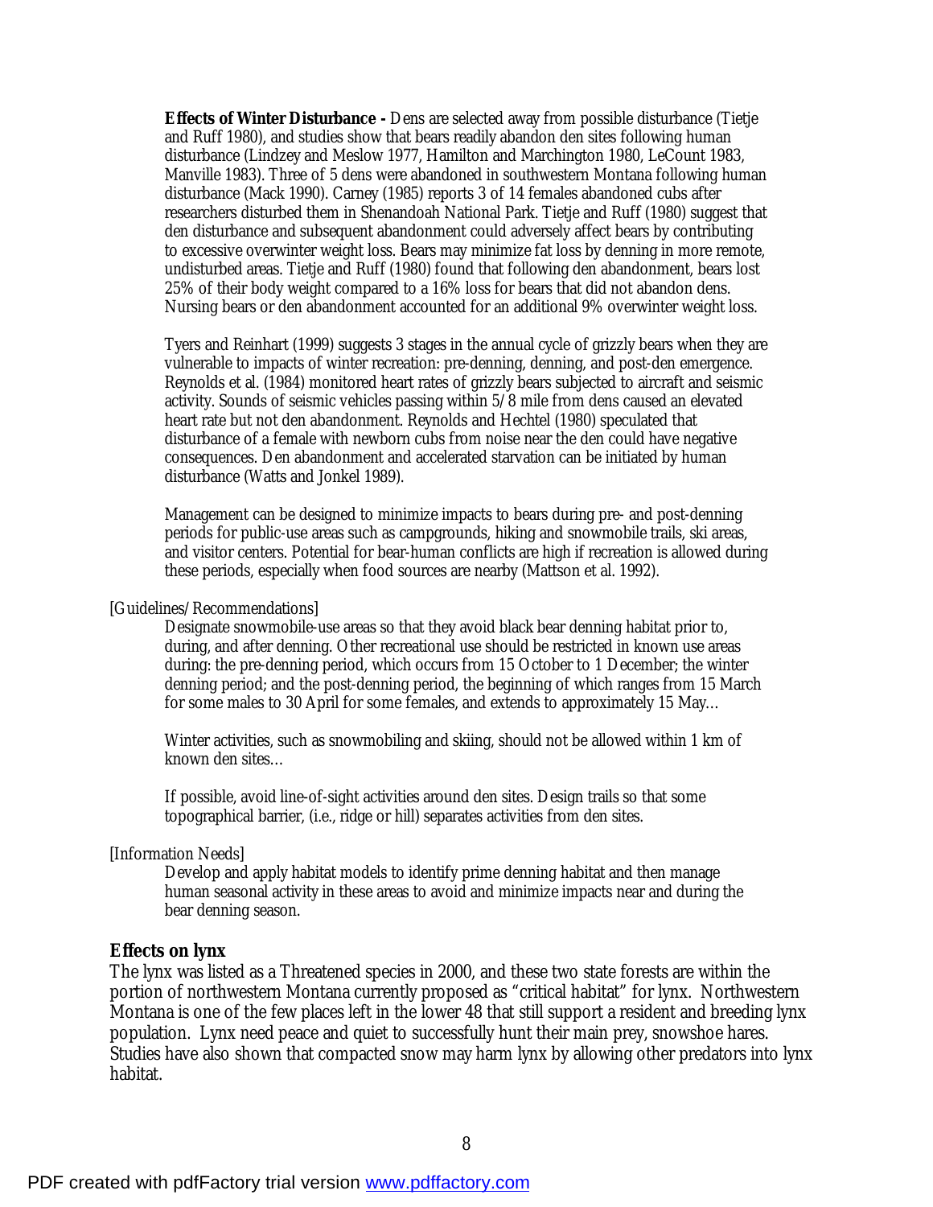**Effects of Winter Disturbance -** Dens are selected away from possible disturbance (Tietje and Ruff 1980), and studies show that bears readily abandon den sites following human disturbance (Lindzey and Meslow 1977, Hamilton and Marchington 1980, LeCount 1983, Manville 1983). Three of 5 dens were abandoned in southwestern Montana following human disturbance (Mack 1990). Carney (1985) reports 3 of 14 females abandoned cubs after researchers disturbed them in Shenandoah National Park. Tietje and Ruff (1980) suggest that den disturbance and subsequent abandonment could adversely affect bears by contributing to excessive overwinter weight loss. Bears may minimize fat loss by denning in more remote, undisturbed areas. Tietje and Ruff (1980) found that following den abandonment, bears lost 25% of their body weight compared to a 16% loss for bears that did not abandon dens. Nursing bears or den abandonment accounted for an additional 9% overwinter weight loss.

Tyers and Reinhart (1999) suggests 3 stages in the annual cycle of grizzly bears when they are vulnerable to impacts of winter recreation: pre-denning, denning, and post-den emergence. Reynolds et al. (1984) monitored heart rates of grizzly bears subjected to aircraft and seismic activity. Sounds of seismic vehicles passing within 5/8 mile from dens caused an elevated heart rate but not den abandonment. Reynolds and Hechtel (1980) speculated that disturbance of a female with newborn cubs from noise near the den could have negative consequences. Den abandonment and accelerated starvation can be initiated by human disturbance (Watts and Jonkel 1989).

Management can be designed to minimize impacts to bears during pre- and post-denning periods for public-use areas such as campgrounds, hiking and snowmobile trails, ski areas, and visitor centers. Potential for bear-human conflicts are high if recreation is allowed during these periods, especially when food sources are nearby (Mattson et al. 1992).

[Guidelines/Recommendations]

Designate snowmobile-use areas so that they avoid black bear denning habitat prior to, during, and after denning. Other recreational use should be restricted in known use areas during: the pre-denning period, which occurs from 15 October to 1 December; the winter denning period; and the post-denning period, the beginning of which ranges from 15 March for some males to 30 April for some females, and extends to approximately 15 May…

Winter activities, such as snowmobiling and skiing, should not be allowed within 1 km of known den sites…

If possible, avoid line-of-sight activities around den sites. Design trails so that some topographical barrier, (i.e., ridge or hill) separates activities from den sites.

[Information Needs]

Develop and apply habitat models to identify prime denning habitat and then manage human seasonal activity in these areas to avoid and minimize impacts near and during the bear denning season.

## Effects on lynx

The lynx was listed as a Threatened species in 2000, and these two state forests are within the portion of northwestern Montana currently proposed as "critical habitat" for lynx. Northwestern Montana is one of the few places left in the lower 48 that still support a resident and breeding lynx population. Lynx need peace and quiet to successfully hunt their main prey, snowshoe hares. Studies have also shown that compacted snow may harm lynx by allowing other predators into lynx habitat.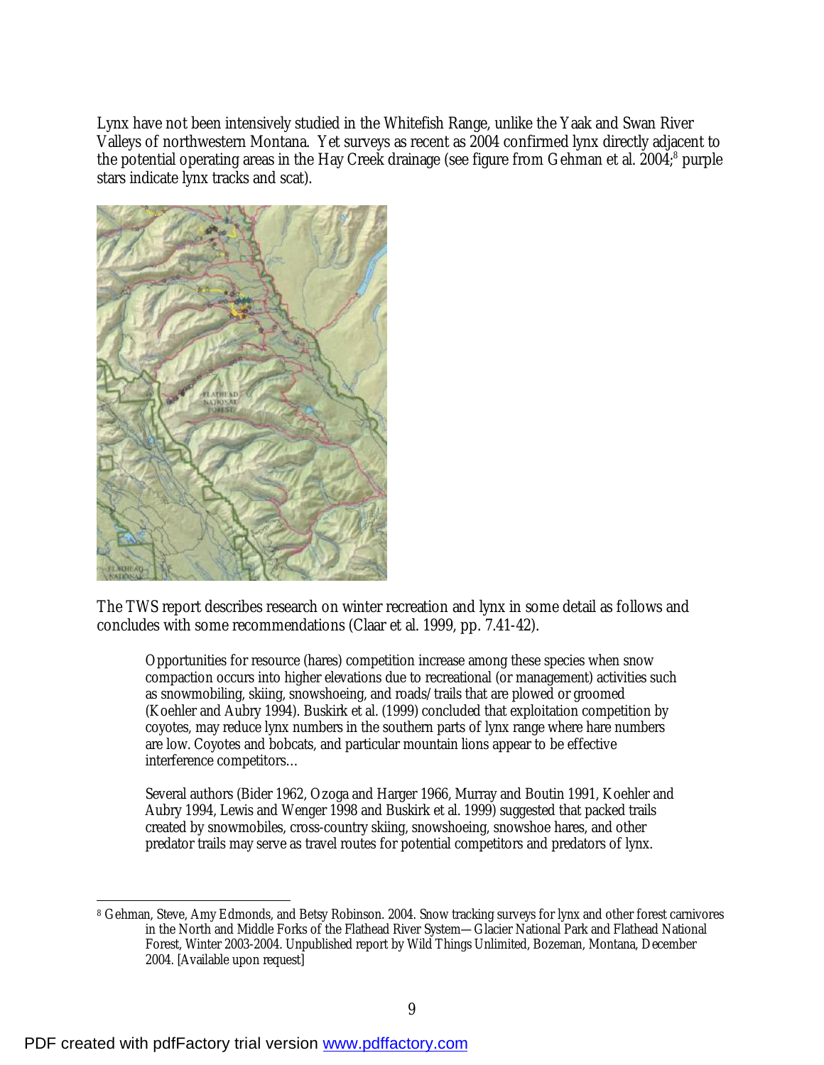Lynx have not been intensively studied in the Whitefish Range, unlike the Yaak and Swan River Valleys of northwestern Montana. Yet surveys as recent as 2004 confirmed lynx directly adjacent to the potential operating areas in the Hay Creek drainage (see figure from Gehman et al. 2004;[8] purple stars indicate lynx tracks and scat).

The TWS report describes research on winter recreation and lynx in some detail as follows and concludes with some recommendations (Claar et al. 1999, pp. 7.41-42).

> Opportunities for resource (hares) competition increase among these species when snow compaction occurs into higher elevations due to recreational (or management) activities such as snowmobiling, skiing, snowshoeing, and roads/trails that are plowed or groomed (Koehler and Aubry 1994). Buskirk et al. (1999) concluded that exploitation competition by coyotes, may reduce lynx numbers in the southern parts of lynx range where hare numbers are low. Coyotes and bobcats, and particular mountain lions appear to be effective interference competitors…
>
> Several authors (Bider 1962, Ozoga and Harger 1966, Murray and Boutin 1991, Koehler and Aubry 1994, Lewis and Wenger 1998 and Buskirk et al. 1999) suggested that packed trails created by snowmobiles, cross-country skiing, snowshoeing, snowshoe hares, and other predator trails may serve as travel routes for potential competitors and predators of lynx.

---

[8] Gehman, Steve, Amy Edmonds, and Betsy Robinson. 2004. Snow tracking surveys for lynx and other forest carnivores in the North and Middle Forks of the Flathead River System—Glacier National Park and Flathead National Forest, Winter 2003-2004. Unpublished report by Wild Things Unlimited, Bozeman, Montana, December 2004. [Available upon request]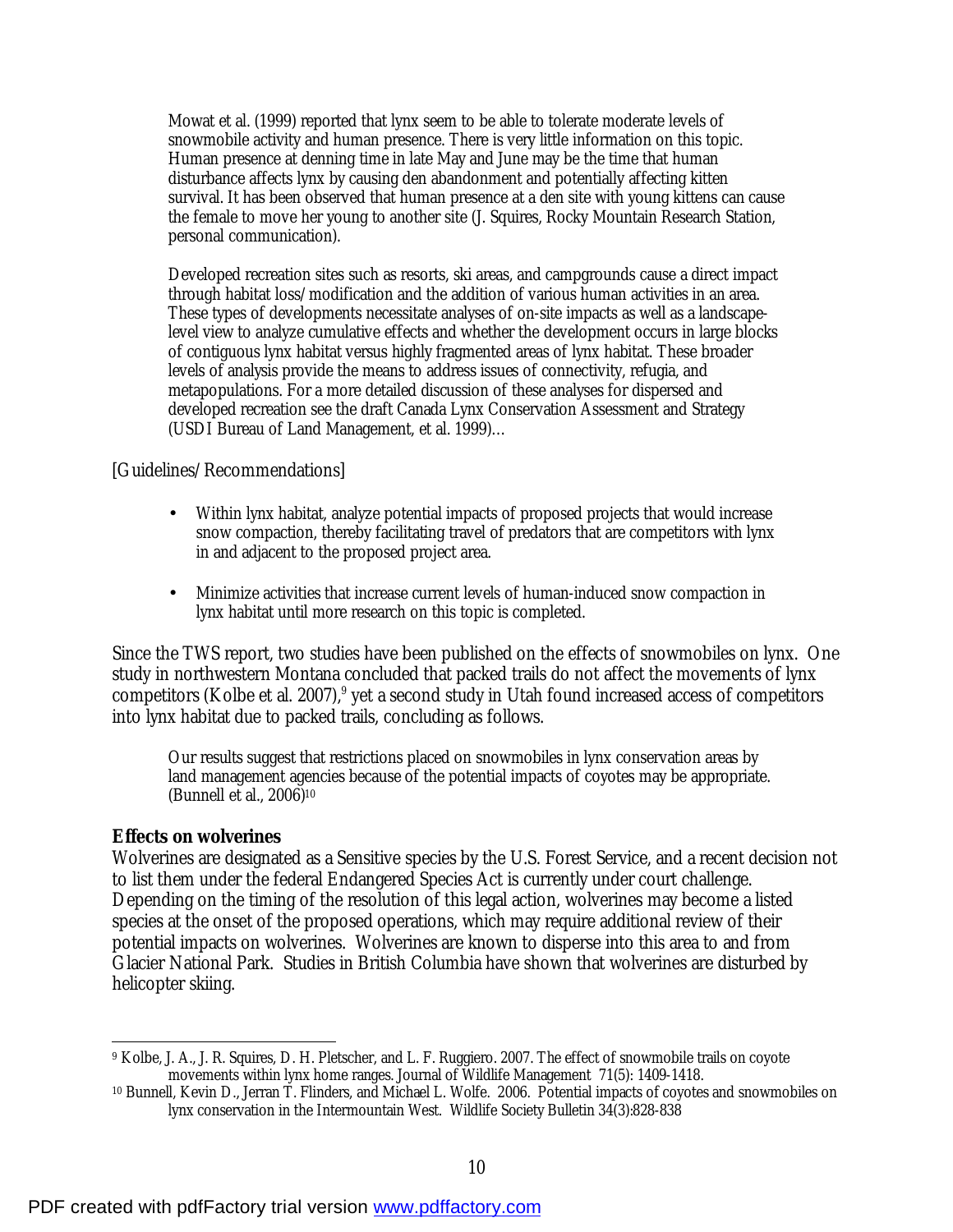> Mowat et al. (1999) reported that lynx seem to be able to tolerate moderate levels of snowmobile activity and human presence. There is very little information on this topic. Human presence at denning time in late May and June may be the time that human disturbance affects lynx by causing den abandonment and potentially affecting kitten survival. It has been observed that human presence at a den site with young kittens can cause the female to move her young to another site (J. Squires, Rocky Mountain Research Station, personal communication).
>
> Developed recreation sites such as resorts, ski areas, and campgrounds cause a direct impact through habitat loss/modification and the addition of various human activities in an area. These types of developments necessitate analyses of on-site impacts as well as a landscape-level view to analyze cumulative effects and whether the development occurs in large blocks of contiguous lynx habitat versus highly fragmented areas of lynx habitat. These broader levels of analysis provide the means to address issues of connectivity, refugia, and metapopulations. For a more detailed discussion of these analyses for dispersed and developed recreation see the draft Canada Lynx Conservation Assessment and Strategy (USDI Bureau of Land Management, et al. 1999)…

[Guidelines/Recommendations]

- Within lynx habitat, analyze potential impacts of proposed projects that would increase snow compaction, thereby facilitating travel of predators that are competitors with lynx in and adjacent to the proposed project area.
- Minimize activities that increase current levels of human-induced snow compaction in lynx habitat until more research on this topic is completed.

Since the TWS report, two studies have been published on the effects of snowmobiles on lynx. One study in northwestern Montana concluded that packed trails do not affect the movements of lynx competitors (Kolbe et al. 2007),[9] yet a second study in Utah found increased access of competitors into lynx habitat due to packed trails, concluding as follows.

> Our results suggest that restrictions placed on snowmobiles in lynx conservation areas by land management agencies because of the potential impacts of coyotes may be appropriate. (Bunnell et al., 2006)[10]

**Effects on wolverines**

Wolverines are designated as a Sensitive species by the U.S. Forest Service, and a recent decision not to list them under the federal Endangered Species Act is currently under court challenge. Depending on the timing of the resolution of this legal action, wolverines may become a listed species at the onset of the proposed operations, which may require additional review of their potential impacts on wolverines. Wolverines are known to disperse into this area to and from Glacier National Park. Studies in British Columbia have shown that wolverines are disturbed by helicopter skiing.

---

[9] Kolbe, J. A., J. R. Squires, D. H. Pletscher, and L. F. Ruggiero. 2007. The effect of snowmobile trails on coyote movements within lynx home ranges. Journal of Wildlife Management 71(5): 1409-1418.

[10] Bunnell, Kevin D., Jerran T. Flinders, and Michael L. Wolfe. 2006. Potential impacts of coyotes and snowmobiles on lynx conservation in the Intermountain West. Wildlife Society Bulletin 34(3):828-838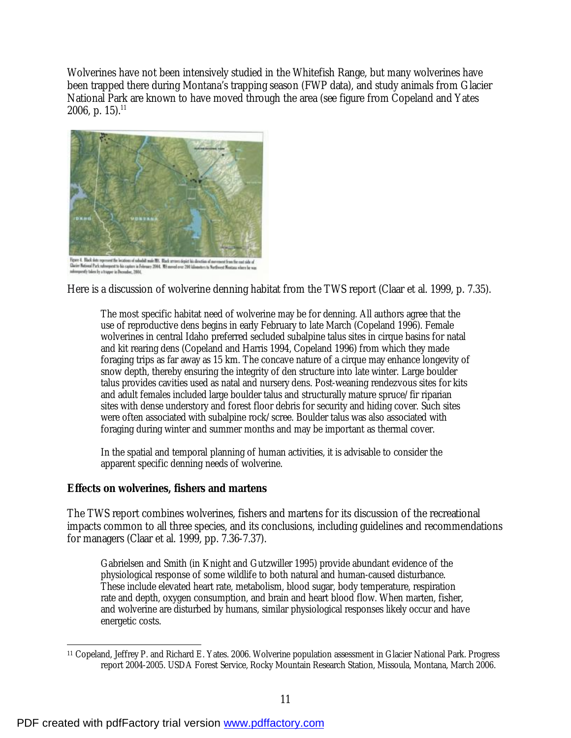Wolverines have not been intensively studied in the Whitefish Range, but many wolverines have been trapped there during Montana's trapping season (FWP data), and study animals from Glacier National Park are known to have moved through the area (see figure from Copeland and Yates 2006, p. 15).[11]

Figure 4. Black dots represent the locations of subadult male M8. Black arrows depict his direction of movement from the east side of Glacier National Park subsequent to his capture in February 2004. M8 moved over 200 kilometers to Northwest Montana where he was subsequently taken by a trapper in December, 2004.

Here is a discussion of wolverine denning habitat from the TWS report (Claar et al. 1999, p. 7.35).

> The most specific habitat need of wolverine may be for denning. All authors agree that the use of reproductive dens begins in early February to late March (Copeland 1996). Female wolverines in central Idaho preferred secluded subalpine talus sites in cirque basins for natal and kit rearing dens (Copeland and Harris 1994, Copeland 1996) from which they made foraging trips as far away as 15 km. The concave nature of a cirque may enhance longevity of snow depth, thereby ensuring the integrity of den structure into late winter. Large boulder talus provides cavities used as natal and nursery dens. Post-weaning rendezvous sites for kits and adult females included large boulder talus and structurally mature spruce/fir riparian sites with dense understory and forest floor debris for security and hiding cover. Such sites were often associated with subalpine rock/scree. Boulder talus was also associated with foraging during winter and summer months and may be important as thermal cover.
>
> In the spatial and temporal planning of human activities, it is advisable to consider the apparent specific denning needs of wolverine.

**Effects on wolverines, fishers and martens**

The TWS report combines wolverines, fishers and martens for its discussion of the recreational impacts common to all three species, and its conclusions, including guidelines and recommendations for managers (Claar et al. 1999, pp. 7.36-7.37).

> Gabrielsen and Smith (in Knight and Gutzwiller 1995) provide abundant evidence of the physiological response of some wildlife to both natural and human-caused disturbance. These include elevated heart rate, metabolism, blood sugar, body temperature, respiration rate and depth, oxygen consumption, and brain and heart blood flow. When marten, fisher, and wolverine are disturbed by humans, similar physiological responses likely occur and have energetic costs.

---

[11] Copeland, Jeffrey P. and Richard E. Yates. 2006. Wolverine population assessment in Glacier National Park. Progress report 2004-2005. USDA Forest Service, Rocky Mountain Research Station, Missoula, Montana, March 2006.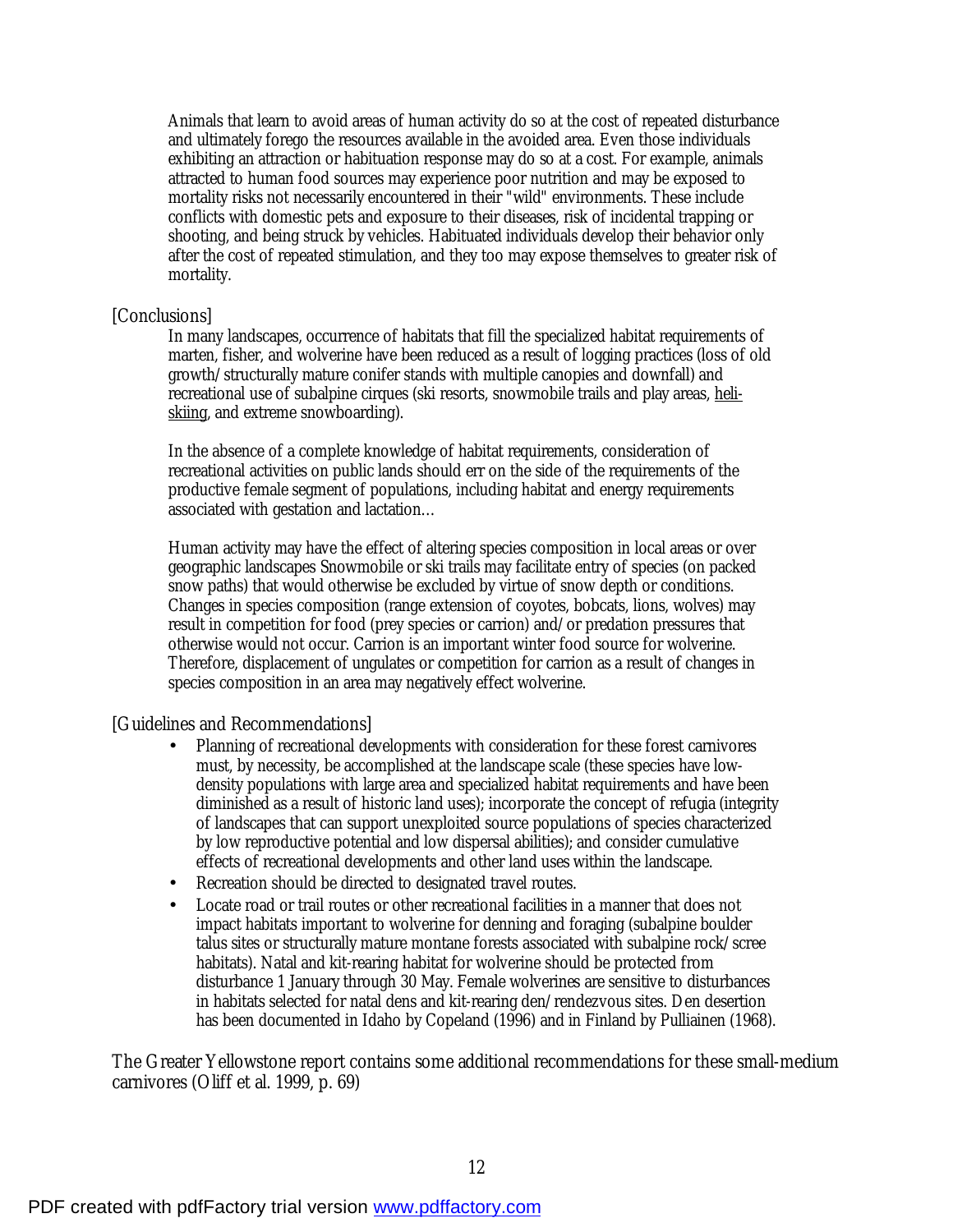Animals that learn to avoid areas of human activity do so at the cost of repeated disturbance and ultimately forego the resources available in the avoided area. Even those individuals exhibiting an attraction or habituation response may do so at a cost. For example, animals attracted to human food sources may experience poor nutrition and may be exposed to mortality risks not necessarily encountered in their "wild" environments. These include conflicts with domestic pets and exposure to their diseases, risk of incidental trapping or shooting, and being struck by vehicles. Habituated individuals develop their behavior only after the cost of repeated stimulation, and they too may expose themselves to greater risk of mortality.

[Conclusions]

In many landscapes, occurrence of habitats that fill the specialized habitat requirements of marten, fisher, and wolverine have been reduced as a result of logging practices (loss of old growth/structurally mature conifer stands with multiple canopies and downfall) and recreational use of subalpine cirques (ski resorts, snowmobile trails and play areas, heli-skiing, and extreme snowboarding).

In the absence of a complete knowledge of habitat requirements, consideration of recreational activities on public lands should err on the side of the requirements of the productive female segment of populations, including habitat and energy requirements associated with gestation and lactation…

Human activity may have the effect of altering species composition in local areas or over geographic landscapes Snowmobile or ski trails may facilitate entry of species (on packed snow paths) that would otherwise be excluded by virtue of snow depth or conditions. Changes in species composition (range extension of coyotes, bobcats, lions, wolves) may result in competition for food (prey species or carrion) and/or predation pressures that otherwise would not occur. Carrion is an important winter food source for wolverine. Therefore, displacement of ungulates or competition for carrion as a result of changes in species composition in an area may negatively effect wolverine.

[Guidelines and Recommendations]

- Planning of recreational developments with consideration for these forest carnivores must, by necessity, be accomplished at the landscape scale (these species have low-density populations with large area and specialized habitat requirements and have been diminished as a result of historic land uses); incorporate the concept of refugia (integrity of landscapes that can support unexploited source populations of species characterized by low reproductive potential and low dispersal abilities); and consider cumulative effects of recreational developments and other land uses within the landscape.
- Recreation should be directed to designated travel routes.
- Locate road or trail routes or other recreational facilities in a manner that does not impact habitats important to wolverine for denning and foraging (subalpine boulder talus sites or structurally mature montane forests associated with subalpine rock/scree habitats). Natal and kit-rearing habitat for wolverine should be protected from disturbance 1 January through 30 May. Female wolverines are sensitive to disturbances in habitats selected for natal dens and kit-rearing den/rendezvous sites. Den desertion has been documented in Idaho by Copeland (1996) and in Finland by Pulliainen (1968).

The Greater Yellowstone report contains some additional recommendations for these small-medium carnivores (Oliff et al. 1999, p. 69)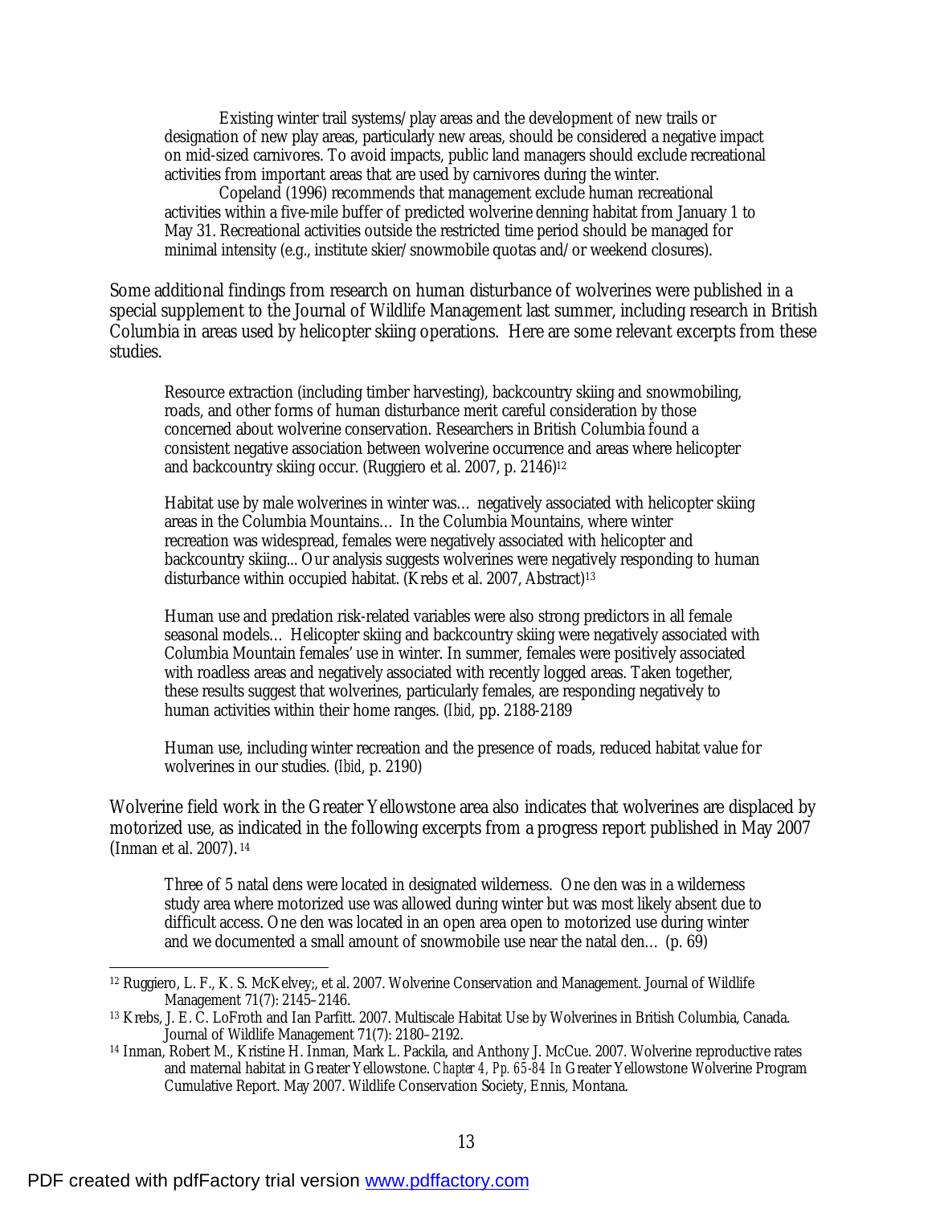> Existing winter trail systems/play areas and the development of new trails or designation of new play areas, particularly new areas, should be considered a negative impact on mid-sized carnivores. To avoid impacts, public land managers should exclude recreational activities from important areas that are used by carnivores during the winter.
>
> Copeland (1996) recommends that management exclude human recreational activities within a five-mile buffer of predicted wolverine denning habitat from January 1 to May 31. Recreational activities outside the restricted time period should be managed for minimal intensity (e.g., institute skier/snowmobile quotas and/or weekend closures).

Some additional findings from research on human disturbance of wolverines were published in a special supplement to the Journal of Wildlife Management last summer, including research in British Columbia in areas used by helicopter skiing operations. Here are some relevant excerpts from these studies.

> Resource extraction (including timber harvesting), backcountry skiing and snowmobiling, roads, and other forms of human disturbance merit careful consideration by those concerned about wolverine conservation. Researchers in British Columbia found a consistent negative association between wolverine occurrence and areas where helicopter and backcountry skiing occur. (Ruggiero et al. 2007, p. 2146)[12]

> Habitat use by male wolverines in winter was… negatively associated with helicopter skiing areas in the Columbia Mountains… In the Columbia Mountains, where winter recreation was widespread, females were negatively associated with helicopter and backcountry skiing... Our analysis suggests wolverines were negatively responding to human disturbance within occupied habitat. (Krebs et al. 2007, Abstract)[13]

> Human use and predation risk-related variables were also strong predictors in all female seasonal models… Helicopter skiing and backcountry skiing were negatively associated with Columbia Mountain females' use in winter. In summer, females were positively associated with roadless areas and negatively associated with recently logged areas. Taken together, these results suggest that wolverines, particularly females, are responding negatively to human activities within their home ranges. (*Ibid*, pp. 2188-2189

> Human use, including winter recreation and the presence of roads, reduced habitat value for wolverines in our studies. (*Ibid*, p. 2190)

Wolverine field work in the Greater Yellowstone area also indicates that wolverines are displaced by motorized use, as indicated in the following excerpts from a progress report published in May 2007 (Inman et al. 2007).[14]

> Three of 5 natal dens were located in designated wilderness. One den was in a wilderness study area where motorized use was allowed during winter but was most likely absent due to difficult access. One den was located in an open area open to motorized use during winter and we documented a small amount of snowmobile use near the natal den… (p. 69)

---

[12] Ruggiero, L. F., K. S. McKelvey;, et al. 2007. Wolverine Conservation and Management. Journal of Wildlife Management 71(7): 2145–2146.

[13] Krebs, J. E. C. LoFroth and Ian Parfitt. 2007. Multiscale Habitat Use by Wolverines in British Columbia, Canada. Journal of Wildlife Management 71(7): 2180–2192.

[14] Inman, Robert M., Kristine H. Inman, Mark L. Packila, and Anthony J. McCue. 2007. Wolverine reproductive rates and maternal habitat in Greater Yellowstone. *Chapter 4, Pp. 65-84 In* Greater Yellowstone Wolverine Program Cumulative Report. May 2007. Wildlife Conservation Society, Ennis, Montana.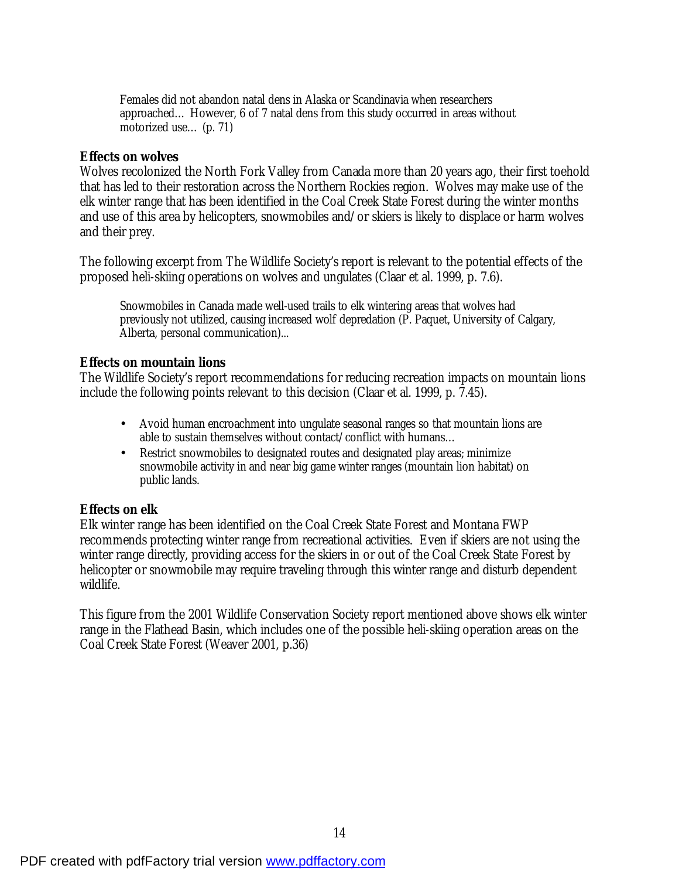> Females did not abandon natal dens in Alaska or Scandinavia when researchers approached… However, 6 of 7 natal dens from this study occurred in areas without motorized use… (p. 71)

**Effects on wolves**

Wolves recolonized the North Fork Valley from Canada more than 20 years ago, their first toehold that has led to their restoration across the Northern Rockies region. Wolves may make use of the elk winter range that has been identified in the Coal Creek State Forest during the winter months and use of this area by helicopters, snowmobiles and/or skiers is likely to displace or harm wolves and their prey.

The following excerpt from The Wildlife Society's report is relevant to the potential effects of the proposed heli-skiing operations on wolves and ungulates (Claar et al. 1999, p. 7.6).

> Snowmobiles in Canada made well-used trails to elk wintering areas that wolves had previously not utilized, causing increased wolf depredation (P. Paquet, University of Calgary, Alberta, personal communication)...

**Effects on mountain lions**

The Wildlife Society's report recommendations for reducing recreation impacts on mountain lions include the following points relevant to this decision (Claar et al. 1999, p. 7.45).

- Avoid human encroachment into ungulate seasonal ranges so that mountain lions are able to sustain themselves without contact/conflict with humans…
- Restrict snowmobiles to designated routes and designated play areas; minimize snowmobile activity in and near big game winter ranges (mountain lion habitat) on public lands.

**Effects on elk**

Elk winter range has been identified on the Coal Creek State Forest and Montana FWP recommends protecting winter range from recreational activities. Even if skiers are not using the winter range directly, providing access for the skiers in or out of the Coal Creek State Forest by helicopter or snowmobile may require traveling through this winter range and disturb dependent wildlife.

This figure from the 2001 Wildlife Conservation Society report mentioned above shows elk winter range in the Flathead Basin, which includes one of the possible heli-skiing operation areas on the Coal Creek State Forest (Weaver 2001, p.36)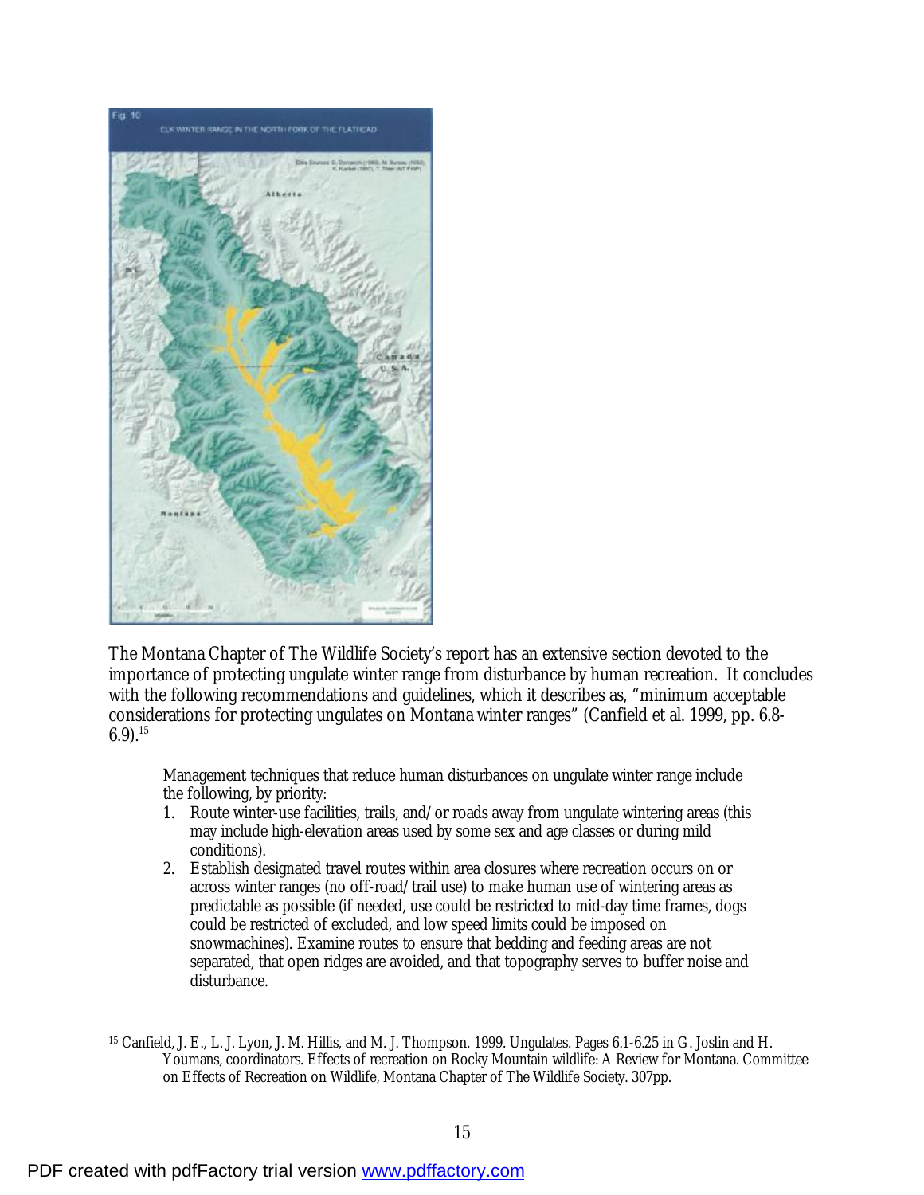The Montana Chapter of The Wildlife Society's report has an extensive section devoted to the importance of protecting ungulate winter range from disturbance by human recreation. It concludes with the following recommendations and guidelines, which it describes as, "minimum acceptable considerations for protecting ungulates on Montana winter ranges" (Canfield et al. 1999, pp. 6.8-6.9).[15]

> Management techniques that reduce human disturbances on ungulate winter range include the following, by priority:
>
> 1. Route winter-use facilities, trails, and/or roads away from ungulate wintering areas (this may include high-elevation areas used by some sex and age classes or during mild conditions).
> 2. Establish designated travel routes within area closures where recreation occurs on or across winter ranges (no off-road/trail use) to make human use of wintering areas as predictable as possible (if needed, use could be restricted to mid-day time frames, dogs could be restricted of excluded, and low speed limits could be imposed on snowmachines). Examine routes to ensure that bedding and feeding areas are not separated, that open ridges are avoided, and that topography serves to buffer noise and disturbance.

---

[15] Canfield, J. E., L. J. Lyon, J. M. Hillis, and M. J. Thompson. 1999. Ungulates. Pages 6.1-6.25 in G. Joslin and H. Youmans, coordinators. Effects of recreation on Rocky Mountain wildlife: A Review for Montana. Committee on Effects of Recreation on Wildlife, Montana Chapter of The Wildlife Society. 307pp.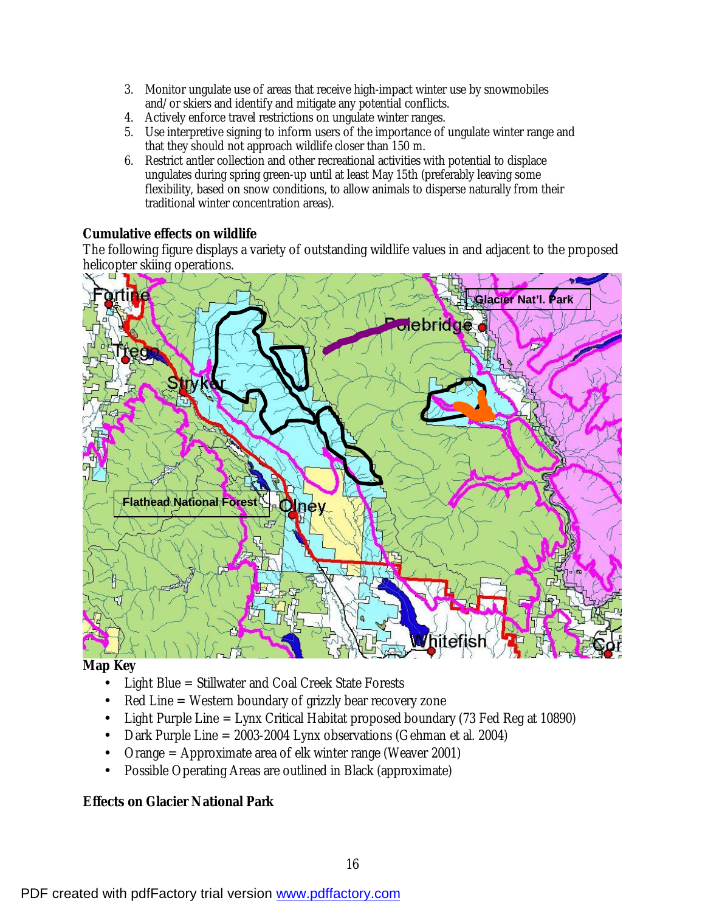3. Monitor ungulate use of areas that receive high-impact winter use by snowmobiles and/or skiers and identify and mitigate any potential conflicts.
4. Actively enforce travel restrictions on ungulate winter ranges.
5. Use interpretive signing to inform users of the importance of ungulate winter range and that they should not approach wildlife closer than 150 m.
6. Restrict antler collection and other recreational activities with potential to displace ungulates during spring green-up until at least May 15th (preferably leaving some flexibility, based on snow conditions, to allow animals to disperse naturally from their traditional winter concentration areas).

**Cumulative effects on wildlife**

The following figure displays a variety of outstanding wildlife values in and adjacent to the proposed helicopter skiing operations.

**Map Key**

- Light Blue = Stillwater and Coal Creek State Forests
- Red Line = Western boundary of grizzly bear recovery zone
- Light Purple Line = Lynx Critical Habitat proposed boundary (73 Fed Reg at 10890)
- Dark Purple Line = 2003-2004 Lynx observations (Gehman et al. 2004)
- Orange = Approximate area of elk winter range (Weaver 2001)
- Possible Operating Areas are outlined in Black (approximate)

**Effects on Glacier National Park**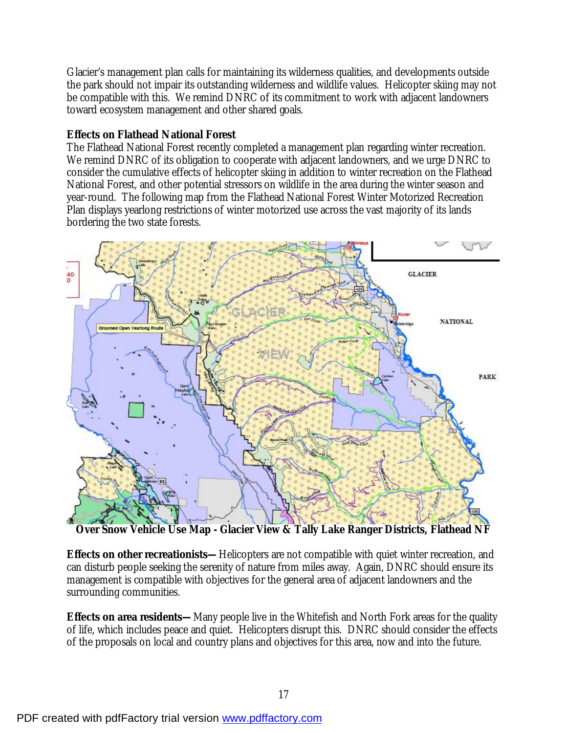Glacier's management plan calls for maintaining its wilderness qualities, and developments outside the park should not impair its outstanding wilderness and wildlife values. Helicopter skiing may not be compatible with this. We remind DNRC of its commitment to work with adjacent landowners toward ecosystem management and other shared goals.

**Effects on Flathead National Forest**

The Flathead National Forest recently completed a management plan regarding winter recreation. We remind DNRC of its obligation to cooperate with adjacent landowners, and we urge DNRC to consider the cumulative effects of helicopter skiing in addition to winter recreation on the Flathead National Forest, and other potential stressors on wildlife in the area during the winter season and year-round. The following map from the Flathead National Forest Winter Motorized Recreation Plan displays yearlong restrictions of winter motorized use across the vast majority of its lands bordering the two state forests.

**Over Snow Vehicle Use Map - Glacier View & Tally Lake Ranger Districts, Flathead NF**

**Effects on other recreationists—** Helicopters are not compatible with quiet winter recreation, and can disturb people seeking the serenity of nature from miles away. Again, DNRC should ensure its management is compatible with objectives for the general area of adjacent landowners and the surrounding communities.

**Effects on area residents—** Many people live in the Whitefish and North Fork areas for the quality of life, which includes peace and quiet. Helicopters disrupt this. DNRC should consider the effects of the proposals on local and country plans and objectives for this area, now and into the future.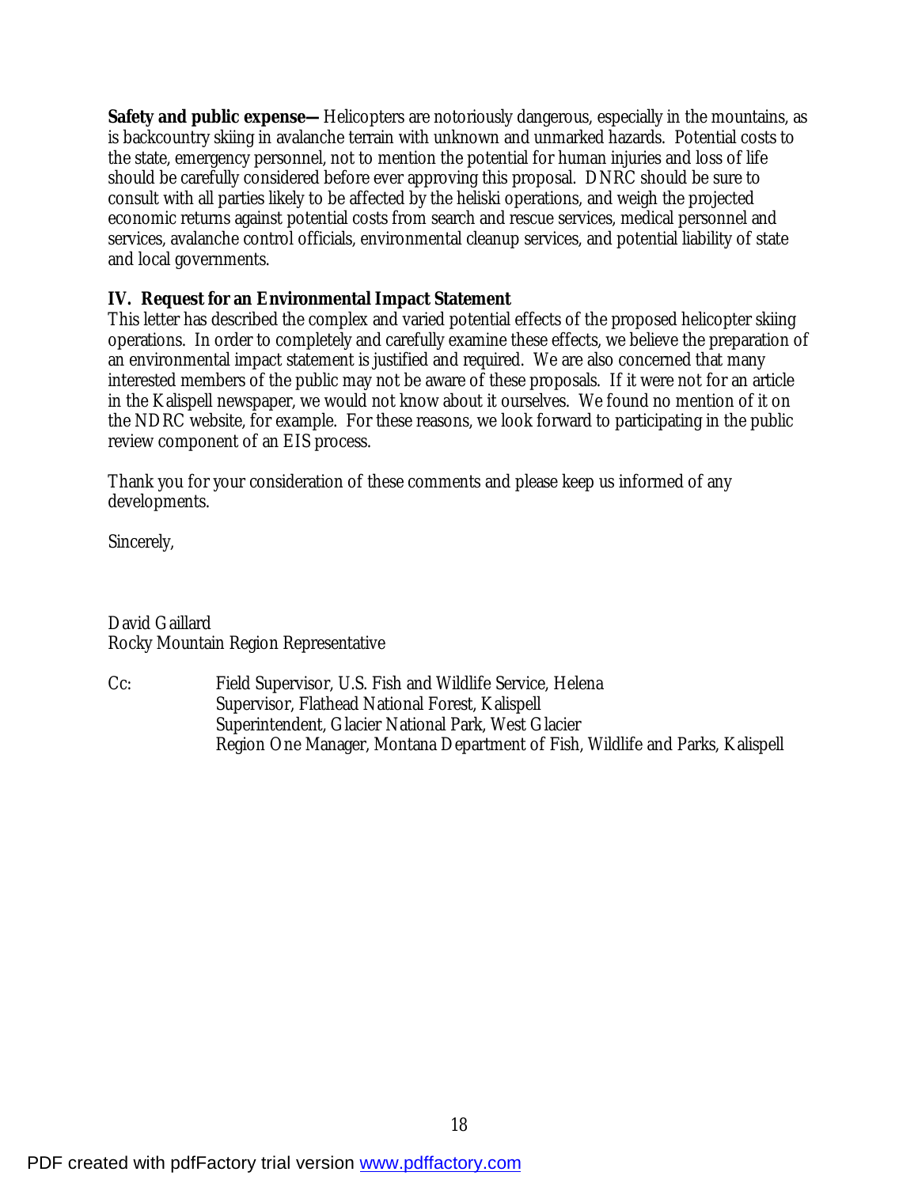**Safety and public expense—** Helicopters are notoriously dangerous, especially in the mountains, as is backcountry skiing in avalanche terrain with unknown and unmarked hazards. Potential costs to the state, emergency personnel, not to mention the potential for human injuries and loss of life should be carefully considered before ever approving this proposal. DNRC should be sure to consult with all parties likely to be affected by the heliski operations, and weigh the projected economic returns against potential costs from search and rescue services, medical personnel and services, avalanche control officials, environmental cleanup services, and potential liability of state and local governments.

**IV. Request for an Environmental Impact Statement**

This letter has described the complex and varied potential effects of the proposed helicopter skiing operations. In order to completely and carefully examine these effects, we believe the preparation of an environmental impact statement is justified and required. We are also concerned that many interested members of the public may not be aware of these proposals. If it were not for an article in the Kalispell newspaper, we would not know about it ourselves. We found no mention of it on the NDRC website, for example. For these reasons, we look forward to participating in the public review component of an EIS process.

Thank you for your consideration of these comments and please keep us informed of any developments.

Sincerely,

David Gaillard
Rocky Mountain Region Representative

Cc: Field Supervisor, U.S. Fish and Wildlife Service, Helena
Supervisor, Flathead National Forest, Kalispell
Superintendent, Glacier National Park, West Glacier
Region One Manager, Montana Department of Fish, Wildlife and Parks, Kalispell

PDF created with pdfFactory trial version www.pdffactory.com